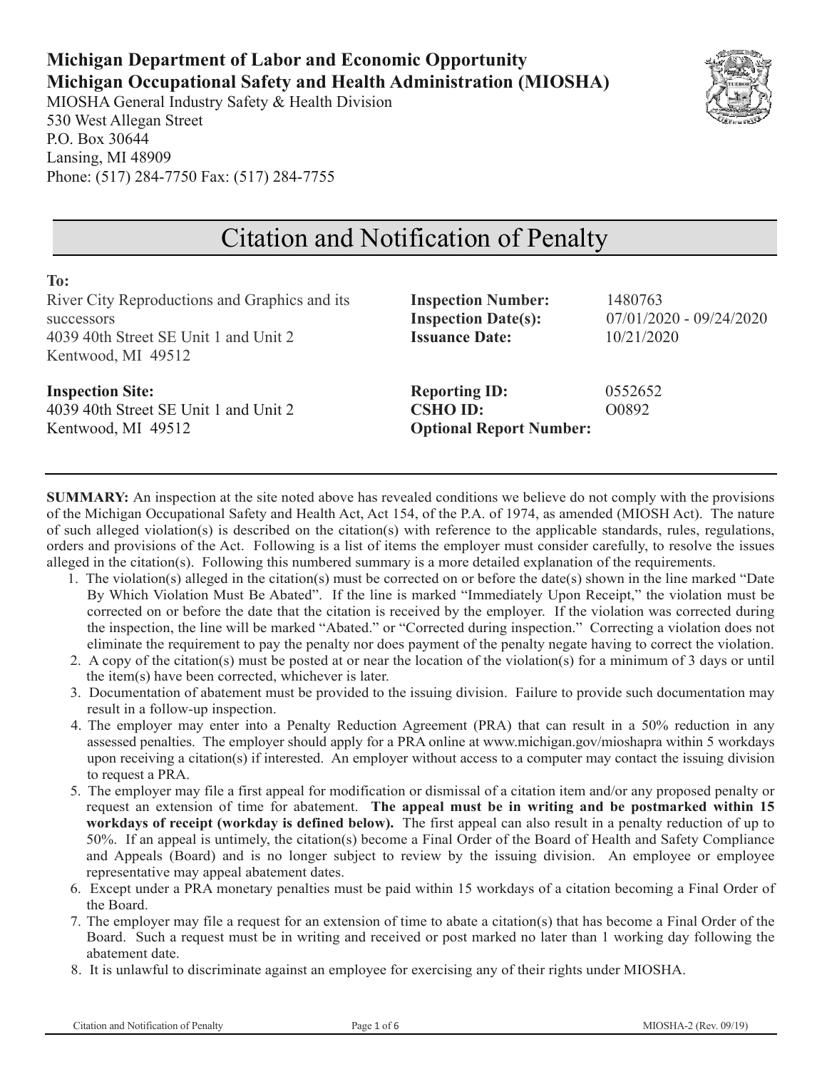**Michigan Department of Labor and Economic Opportunity**
**Michigan Occupational Safety and Health Administration (MIOSHA)**
MIOSHA General Industry Safety & Health Division
530 West Allegan Street
P.O. Box 30644
Lansing, MI 48909
Phone: (517) 284-7750 Fax: (517) 284-7755

# Citation and Notification of Penalty

**To:**
River City Reproductions and Graphics and its successors
4039 40th Street SE Unit 1 and Unit 2
Kentwood, MI 49512

**Inspection Site:**
4039 40th Street SE Unit 1 and Unit 2
Kentwood, MI 49512

**Inspection Number:** 1480763
**Inspection Date(s):** 07/01/2020 - 09/24/2020
**Issuance Date:** 10/21/2020

**Reporting ID:** 0552652
**CSHO ID:** O0892
**Optional Report Number:**

---

**SUMMARY:** An inspection at the site noted above has revealed conditions we believe do not comply with the provisions of the Michigan Occupational Safety and Health Act, Act 154, of the P.A. of 1974, as amended (MIOSH Act). The nature of such alleged violation(s) is described on the citation(s) with reference to the applicable standards, rules, regulations, orders and provisions of the Act. Following is a list of items the employer must consider carefully, to resolve the issues alleged in the citation(s). Following this numbered summary is a more detailed explanation of the requirements.

1. The violation(s) alleged in the citation(s) must be corrected on or before the date(s) shown in the line marked "Date By Which Violation Must Be Abated". If the line is marked "Immediately Upon Receipt," the violation must be corrected on or before the date that the citation is received by the employer. If the violation was corrected during the inspection, the line will be marked "Abated." or "Corrected during inspection." Correcting a violation does not eliminate the requirement to pay the penalty nor does payment of the penalty negate having to correct the violation.
2. A copy of the citation(s) must be posted at or near the location of the violation(s) for a minimum of 3 days or until the item(s) have been corrected, whichever is later.
3. Documentation of abatement must be provided to the issuing division. Failure to provide such documentation may result in a follow-up inspection.
4. The employer may enter into a Penalty Reduction Agreement (PRA) that can result in a 50% reduction in any assessed penalties. The employer should apply for a PRA online at www.michigan.gov/mioshapra within 5 workdays upon receiving a citation(s) if interested. An employer without access to a computer may contact the issuing division to request a PRA.
5. The employer may file a first appeal for modification or dismissal of a citation item and/or any proposed penalty or request an extension of time for abatement. **The appeal must be in writing and be postmarked within 15 workdays of receipt (workday is defined below).** The first appeal can also result in a penalty reduction of up to 50%. If an appeal is untimely, the citation(s) become a Final Order of the Board of Health and Safety Compliance and Appeals (Board) and is no longer subject to review by the issuing division. An employee or employee representative may appeal abatement dates.
6. Except under a PRA monetary penalties must be paid within 15 workdays of a citation becoming a Final Order of the Board.
7. The employer may file a request for an extension of time to abate a citation(s) that has become a Final Order of the Board. Such a request must be in writing and received or post marked no later than 1 working day following the abatement date.
8. It is unlawful to discriminate against an employee for exercising any of their rights under MIOSHA.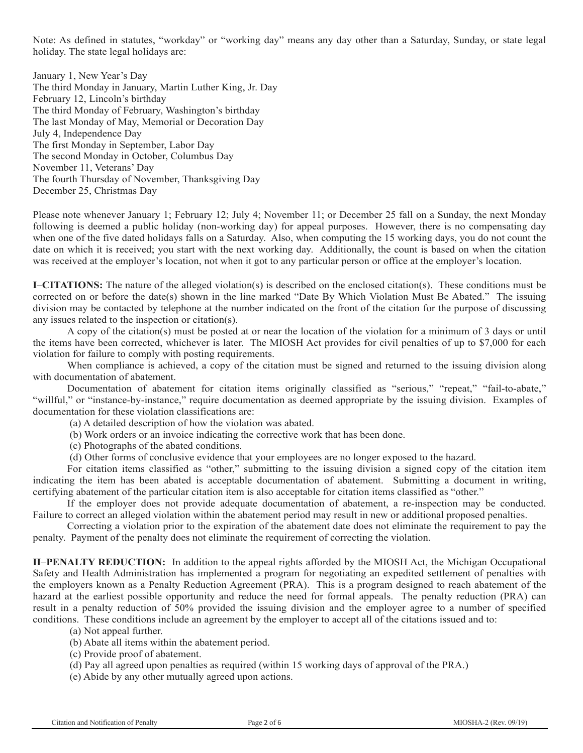Note: As defined in statutes, "workday" or "working day" means any day other than a Saturday, Sunday, or state legal holiday. The state legal holidays are:

January 1, New Year's Day
The third Monday in January, Martin Luther King, Jr. Day
February 12, Lincoln's birthday
The third Monday of February, Washington's birthday
The last Monday of May, Memorial or Decoration Day
July 4, Independence Day
The first Monday in September, Labor Day
The second Monday in October, Columbus Day
November 11, Veterans' Day
The fourth Thursday of November, Thanksgiving Day
December 25, Christmas Day

Please note whenever January 1; February 12; July 4; November 11; or December 25 fall on a Sunday, the next Monday following is deemed a public holiday (non-working day) for appeal purposes. However, there is no compensating day when one of the five dated holidays falls on a Saturday. Also, when computing the 15 working days, you do not count the date on which it is received; you start with the next working day. Additionally, the count is based on when the citation was received at the employer's location, not when it got to any particular person or office at the employer's location.

**I–CITATIONS:** The nature of the alleged violation(s) is described on the enclosed citation(s). These conditions must be corrected on or before the date(s) shown in the line marked "Date By Which Violation Must Be Abated." The issuing division may be contacted by telephone at the number indicated on the front of the citation for the purpose of discussing any issues related to the inspection or citation(s).

A copy of the citation(s) must be posted at or near the location of the violation for a minimum of 3 days or until the items have been corrected, whichever is later. The MIOSH Act provides for civil penalties of up to $7,000 for each violation for failure to comply with posting requirements.

When compliance is achieved, a copy of the citation must be signed and returned to the issuing division along with documentation of abatement.

Documentation of abatement for citation items originally classified as "serious," "repeat," "fail-to-abate," "willful," or "instance-by-instance," require documentation as deemed appropriate by the issuing division. Examples of documentation for these violation classifications are:

(a) A detailed description of how the violation was abated.
(b) Work orders or an invoice indicating the corrective work that has been done.
(c) Photographs of the abated conditions.
(d) Other forms of conclusive evidence that your employees are no longer exposed to the hazard.

For citation items classified as "other," submitting to the issuing division a signed copy of the citation item indicating the item has been abated is acceptable documentation of abatement. Submitting a document in writing, certifying abatement of the particular citation item is also acceptable for citation items classified as "other."

If the employer does not provide adequate documentation of abatement, a re-inspection may be conducted. Failure to correct an alleged violation within the abatement period may result in new or additional proposed penalties.

Correcting a violation prior to the expiration of the abatement date does not eliminate the requirement to pay the penalty. Payment of the penalty does not eliminate the requirement of correcting the violation.

**II–PENALTY REDUCTION:** In addition to the appeal rights afforded by the MIOSH Act, the Michigan Occupational Safety and Health Administration has implemented a program for negotiating an expedited settlement of penalties with the employers known as a Penalty Reduction Agreement (PRA). This is a program designed to reach abatement of the hazard at the earliest possible opportunity and reduce the need for formal appeals. The penalty reduction (PRA) can result in a penalty reduction of 50% provided the issuing division and the employer agree to a number of specified conditions. These conditions include an agreement by the employer to accept all of the citations issued and to:

(a) Not appeal further.
(b) Abate all items within the abatement period.
(c) Provide proof of abatement.
(d) Pay all agreed upon penalties as required (within 15 working days of approval of the PRA.)
(e) Abide by any other mutually agreed upon actions.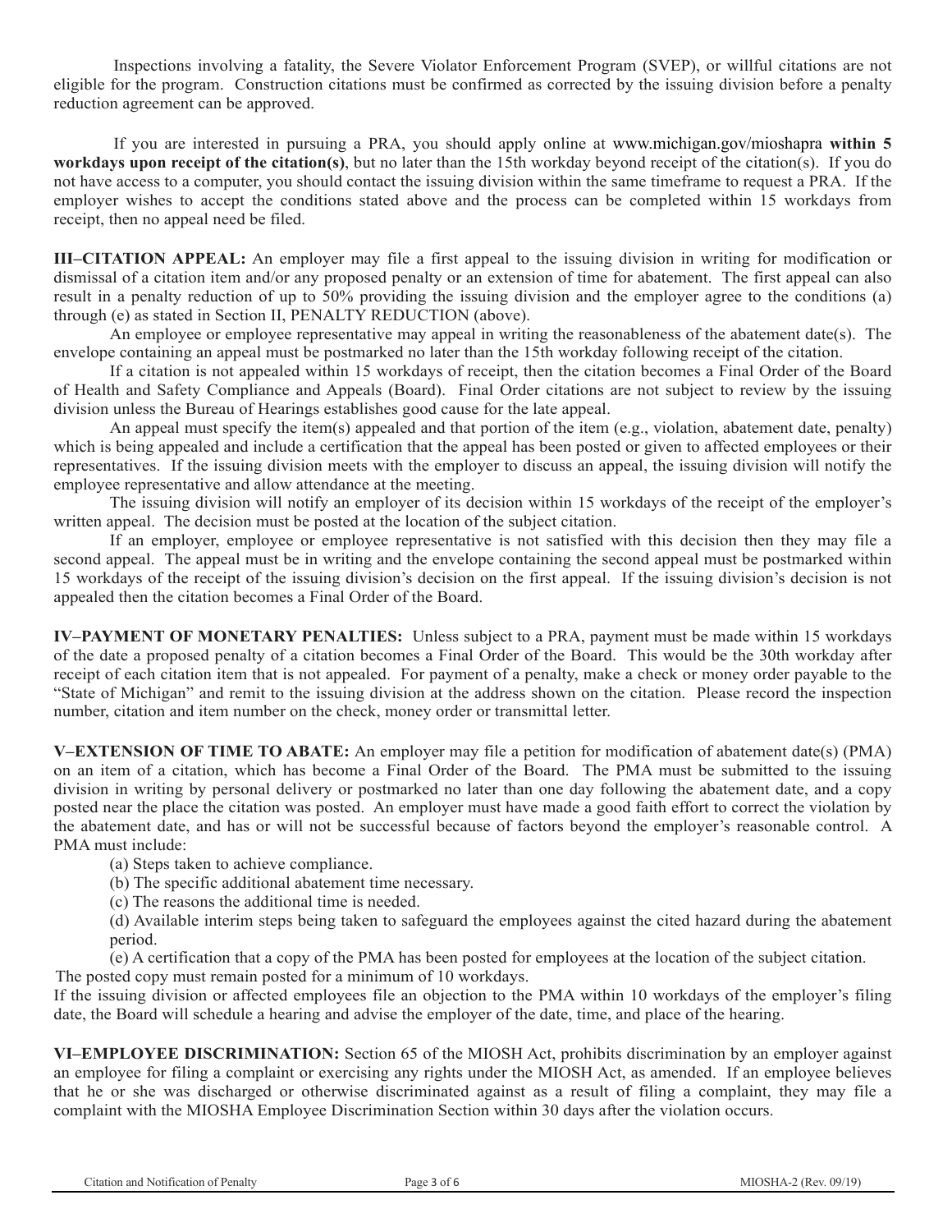Inspections involving a fatality, the Severe Violator Enforcement Program (SVEP), or willful citations are not eligible for the program. Construction citations must be confirmed as corrected by the issuing division before a penalty reduction agreement can be approved.

If you are interested in pursuing a PRA, you should apply online at www.michigan.gov/mioshapra **within 5 workdays upon receipt of the citation(s)**, but no later than the 15th workday beyond receipt of the citation(s). If you do not have access to a computer, you should contact the issuing division within the same timeframe to request a PRA. If the employer wishes to accept the conditions stated above and the process can be completed within 15 workdays from receipt, then no appeal need be filed.

**III–CITATION APPEAL:** An employer may file a first appeal to the issuing division in writing for modification or dismissal of a citation item and/or any proposed penalty or an extension of time for abatement. The first appeal can also result in a penalty reduction of up to 50% providing the issuing division and the employer agree to the conditions (a) through (e) as stated in Section II, PENALTY REDUCTION (above).

An employee or employee representative may appeal in writing the reasonableness of the abatement date(s). The envelope containing an appeal must be postmarked no later than the 15th workday following receipt of the citation.

If a citation is not appealed within 15 workdays of receipt, then the citation becomes a Final Order of the Board of Health and Safety Compliance and Appeals (Board). Final Order citations are not subject to review by the issuing division unless the Bureau of Hearings establishes good cause for the late appeal.

An appeal must specify the item(s) appealed and that portion of the item (e.g., violation, abatement date, penalty) which is being appealed and include a certification that the appeal has been posted or given to affected employees or their representatives. If the issuing division meets with the employer to discuss an appeal, the issuing division will notify the employee representative and allow attendance at the meeting.

The issuing division will notify an employer of its decision within 15 workdays of the receipt of the employer's written appeal. The decision must be posted at the location of the subject citation.

If an employer, employee or employee representative is not satisfied with this decision then they may file a second appeal. The appeal must be in writing and the envelope containing the second appeal must be postmarked within 15 workdays of the receipt of the issuing division's decision on the first appeal. If the issuing division's decision is not appealed then the citation becomes a Final Order of the Board.

**IV–PAYMENT OF MONETARY PENALTIES:** Unless subject to a PRA, payment must be made within 15 workdays of the date a proposed penalty of a citation becomes a Final Order of the Board. This would be the 30th workday after receipt of each citation item that is not appealed. For payment of a penalty, make a check or money order payable to the "State of Michigan" and remit to the issuing division at the address shown on the citation. Please record the inspection number, citation and item number on the check, money order or transmittal letter.

**V–EXTENSION OF TIME TO ABATE:** An employer may file a petition for modification of abatement date(s) (PMA) on an item of a citation, which has become a Final Order of the Board. The PMA must be submitted to the issuing division in writing by personal delivery or postmarked no later than one day following the abatement date, and a copy posted near the place the citation was posted. An employer must have made a good faith effort to correct the violation by the abatement date, and has or will not be successful because of factors beyond the employer's reasonable control. A PMA must include:

(a) Steps taken to achieve compliance.

(b) The specific additional abatement time necessary.

(c) The reasons the additional time is needed.

(d) Available interim steps being taken to safeguard the employees against the cited hazard during the abatement period.

(e) A certification that a copy of the PMA has been posted for employees at the location of the subject citation.

The posted copy must remain posted for a minimum of 10 workdays.

If the issuing division or affected employees file an objection to the PMA within 10 workdays of the employer's filing date, the Board will schedule a hearing and advise the employer of the date, time, and place of the hearing.

**VI–EMPLOYEE DISCRIMINATION:** Section 65 of the MIOSH Act, prohibits discrimination by an employer against an employee for filing a complaint or exercising any rights under the MIOSH Act, as amended. If an employee believes that he or she was discharged or otherwise discriminated against as a result of filing a complaint, they may file a complaint with the MIOSHA Employee Discrimination Section within 30 days after the violation occurs.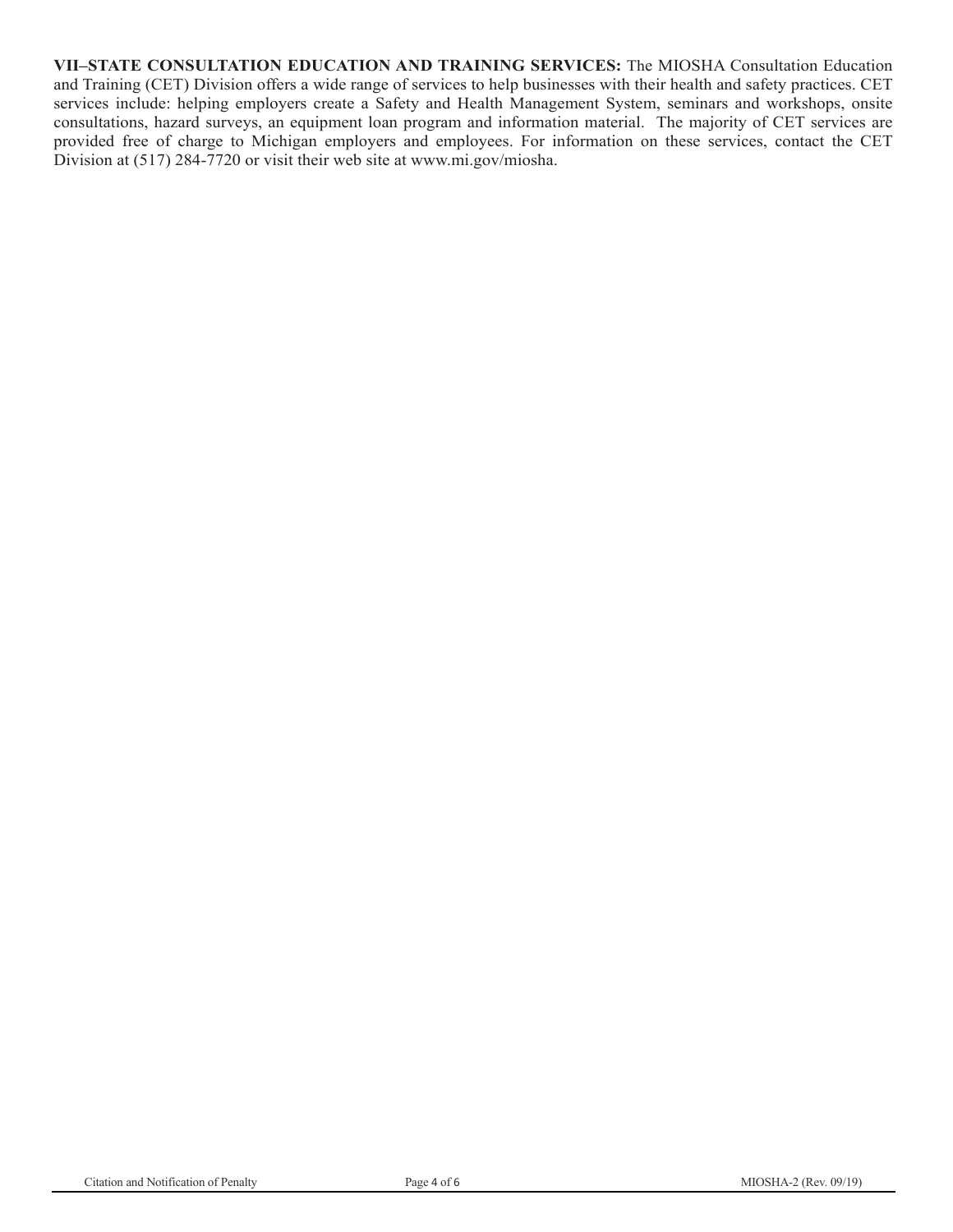**VII–STATE CONSULTATION EDUCATION AND TRAINING SERVICES:** The MIOSHA Consultation Education and Training (CET) Division offers a wide range of services to help businesses with their health and safety practices. CET services include: helping employers create a Safety and Health Management System, seminars and workshops, onsite consultations, hazard surveys, an equipment loan program and information material. The majority of CET services are provided free of charge to Michigan employers and employees. For information on these services, contact the CET Division at (517) 284-7720 or visit their web site at www.mi.gov/miosha.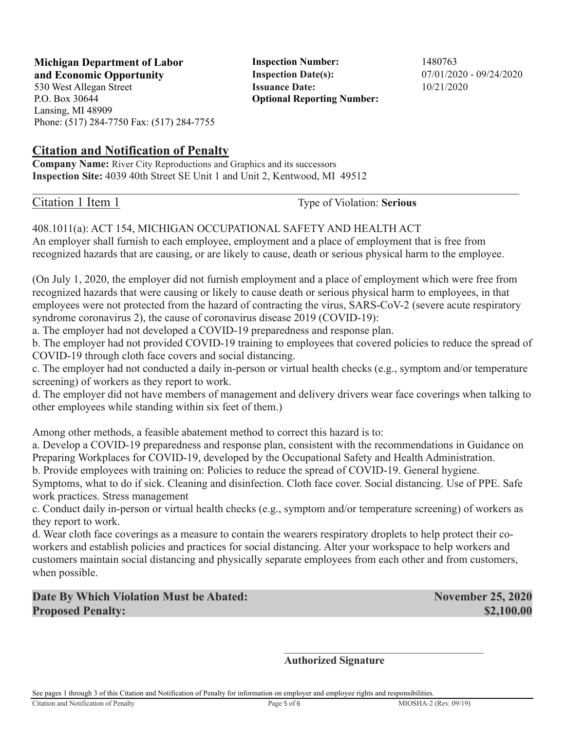**Michigan Department of Labor and Economic Opportunity**
530 West Allegan Street
P.O. Box 30644
Lansing, MI 48909
Phone: (517) 284-7750 Fax: (517) 284-7755

**Inspection Number:** 1480763
**Inspection Date(s):** 07/01/2020 - 09/24/2020
**Issuance Date:** 10/21/2020
**Optional Reporting Number:**

## Citation and Notification of Penalty

**Company Name:** River City Reproductions and Graphics and its successors
**Inspection Site:** 4039 40th Street SE Unit 1 and Unit 2, Kentwood, MI 49512

---

Citation 1 Item 1 Type of Violation: **Serious**

408.1011(a): ACT 154, MICHIGAN OCCUPATIONAL SAFETY AND HEALTH ACT
An employer shall furnish to each employee, employment and a place of employment that is free from recognized hazards that are causing, or are likely to cause, death or serious physical harm to the employee.

(On July 1, 2020, the employer did not furnish employment and a place of employment which were free from recognized hazards that were causing or likely to cause death or serious physical harm to employees, in that employees were not protected from the hazard of contracting the virus, SARS-CoV-2 (severe acute respiratory syndrome coronavirus 2), the cause of coronavirus disease 2019 (COVID-19):
a. The employer had not developed a COVID-19 preparedness and response plan.
b. The employer had not provided COVID-19 training to employees that covered policies to reduce the spread of COVID-19 through cloth face covers and social distancing.
c. The employer had not conducted a daily in-person or virtual health checks (e.g., symptom and/or temperature screening) of workers as they report to work.
d. The employer did not have members of management and delivery drivers wear face coverings when talking to other employees while standing within six feet of them.)

Among other methods, a feasible abatement method to correct this hazard is to:
a. Develop a COVID-19 preparedness and response plan, consistent with the recommendations in Guidance on Preparing Workplaces for COVID-19, developed by the Occupational Safety and Health Administration.
b. Provide employees with training on: Policies to reduce the spread of COVID-19. General hygiene. Symptoms, what to do if sick. Cleaning and disinfection. Cloth face cover. Social distancing. Use of PPE. Safe work practices. Stress management
c. Conduct daily in-person or virtual health checks (e.g., symptom and/or temperature screening) of workers as they report to work.
d. Wear cloth face coverings as a measure to contain the wearers respiratory droplets to help protect their co-workers and establish policies and practices for social distancing. Alter your workspace to help workers and customers maintain social distancing and physically separate employees from each other and from customers, when possible.

**Date By Which Violation Must be Abated:** **November 25, 2020**
**Proposed Penalty:** **$2,100.00**

\_\_\_\_\_\_\_\_\_\_\_\_\_\_\_\_\_\_\_\_\_\_\_\_\_\_\_\_\_\_\_\_\_\_\_\_
**Authorized Signature**

See pages 1 through 3 of this Citation and Notification of Penalty for information on employer and employee rights and responsibilities.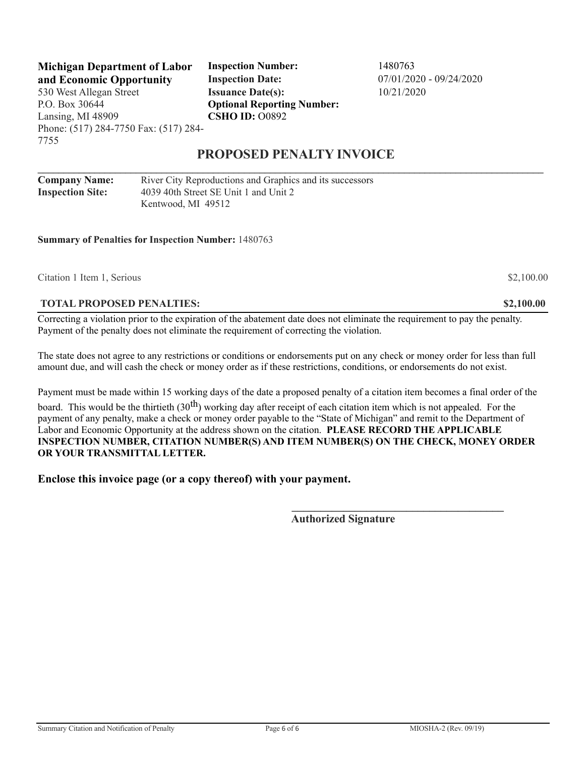**Michigan Department of Labor and Economic Opportunity**
530 West Allegan Street
P.O. Box 30644
Lansing, MI 48909
Phone: (517) 284-7750 Fax: (517) 284-7755

**Inspection Number:** 1480763
**Inspection Date:** 07/01/2020 - 09/24/2020
**Issuance Date(s):** 10/21/2020
**Optional Reporting Number:**
**CSHO ID:** O0892

# PROPOSED PENALTY INVOICE

**Company Name:** River City Reproductions and Graphics and its successors
**Inspection Site:** 4039 40th Street SE Unit 1 and Unit 2
Kentwood, MI 49512

**Summary of Penalties for Inspection Number:** 1480763

| | |
|---|---|
| Citation 1 Item 1, Serious | $2,100.00 |
| **TOTAL PROPOSED PENALTIES:** | **$2,100.00** |

Correcting a violation prior to the expiration of the abatement date does not eliminate the requirement to pay the penalty. Payment of the penalty does not eliminate the requirement of correcting the violation.

The state does not agree to any restrictions or conditions or endorsements put on any check or money order for less than full amount due, and will cash the check or money order as if these restrictions, conditions, or endorsements do not exist.

Payment must be made within 15 working days of the date a proposed penalty of a citation item becomes a final order of the board. This would be the thirtieth (30th) working day after receipt of each citation item which is not appealed. For the payment of any penalty, make a check or money order payable to the "State of Michigan" and remit to the Department of Labor and Economic Opportunity at the address shown on the citation. **PLEASE RECORD THE APPLICABLE INSPECTION NUMBER, CITATION NUMBER(S) AND ITEM NUMBER(S) ON THE CHECK, MONEY ORDER OR YOUR TRANSMITTAL LETTER.**

**Enclose this invoice page (or a copy thereof) with your payment.**

\_\_\_\_\_\_\_\_\_\_\_\_\_\_\_\_\_\_\_\_\_\_\_\_\_\_\_\_\_\_\_\_\_\_\_\_\_\_\_\_
**Authorized Signature**